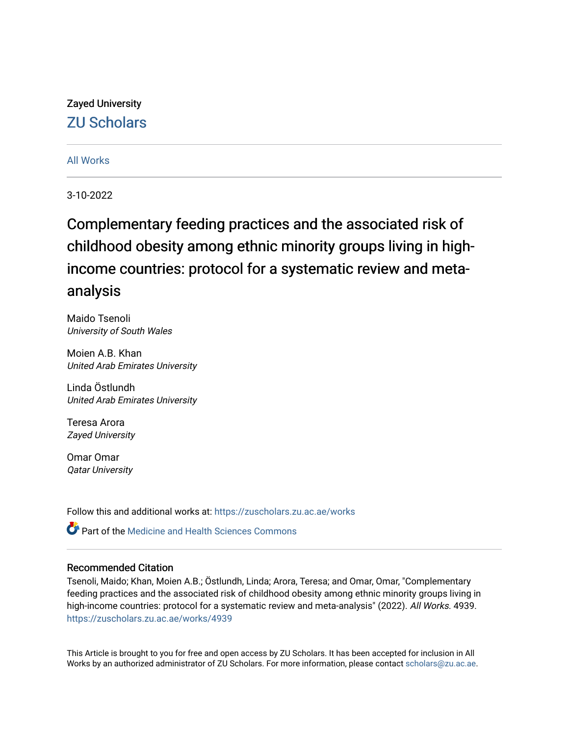Zayed University

ZU Scholars

All Works

3-10-2022

# Complementary feeding practices and the associated risk of childhood obesity among ethnic minority groups living in high-income countries: protocol for a systematic review and meta-analysis

Maido Tsenoli
*University of South Wales*

Moien A.B. Khan
*United Arab Emirates University*

Linda Östlundh
*United Arab Emirates University*

Teresa Arora
*Zayed University*

Omar Omar
*Qatar University*

Follow this and additional works at: https://zuscholars.zu.ac.ae/works

Part of the Medicine and Health Sciences Commons

## Recommended Citation

Tsenoli, Maido; Khan, Moien A.B.; Östlundh, Linda; Arora, Teresa; and Omar, Omar, "Complementary feeding practices and the associated risk of childhood obesity among ethnic minority groups living in high-income countries: protocol for a systematic review and meta-analysis" (2022). *All Works*. 4939.
https://zuscholars.zu.ac.ae/works/4939

This Article is brought to you for free and open access by ZU Scholars. It has been accepted for inclusion in All Works by an authorized administrator of ZU Scholars. For more information, please contact scholars@zu.ac.ae.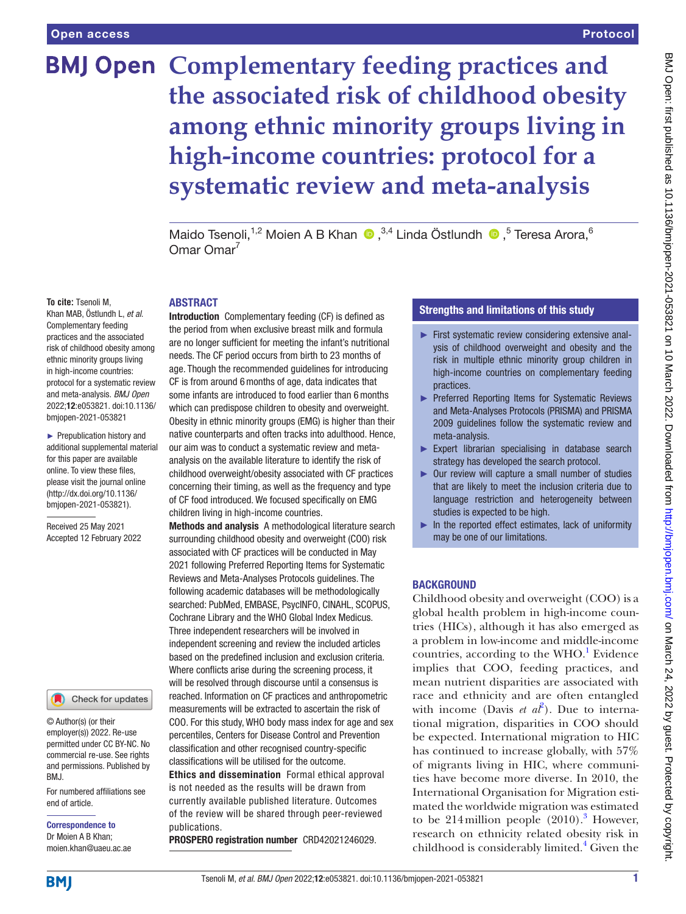# Complementary feeding practices and the associated risk of childhood obesity among ethnic minority groups living in high-income countries: protocol for a systematic review and meta-analysis

Maido Tsenoli,[1,2] Moien A B Khan,[3,4] Linda Östlundh,[5] Teresa Arora,[6] Omar Omar[7]

**To cite:** Tsenoli M, Khan MAB, Östlundh L, *et al.* Complementary feeding practices and the associated risk of childhood obesity among ethnic minority groups living in high-income countries: protocol for a systematic review and meta-analysis. *BMJ Open* 2022;**12**:e053821. doi:10.1136/bmjopen-2021-053821

► Prepublication history and additional supplemental material for this paper are available online. To view these files, please visit the journal online (http://dx.doi.org/10.1136/bmjopen-2021-053821).

Received 25 May 2021
Accepted 12 February 2022

© Author(s) (or their employer(s)) 2022. Re-use permitted under CC BY-NC. No commercial re-use. See rights and permissions. Published by BMJ.

For numbered affiliations see end of article.

**Correspondence to**
Dr Moien A B Khan; moien.khan@uaeu.ac.ae

## ABSTRACT

**Introduction** Complementary feeding (CF) is defined as the period from when exclusive breast milk and formula are no longer sufficient for meeting the infant's nutritional needs. The CF period occurs from birth to 23 months of age. Though the recommended guidelines for introducing CF is from around 6 months of age, data indicates that some infants are introduced to food earlier than 6 months which can predispose children to obesity and overweight. Obesity in ethnic minority groups (EMG) is higher than their native counterparts and often tracks into adulthood. Hence, our aim was to conduct a systematic review and meta-analysis on the available literature to identify the risk of childhood overweight/obesity associated with CF practices concerning their timing, as well as the frequency and type of CF food introduced. We focused specifically on EMG children living in high-income countries.

**Methods and analysis** A methodological literature search surrounding childhood obesity and overweight (COO) risk associated with CF practices will be conducted in May 2021 following Preferred Reporting Items for Systematic Reviews and Meta-Analyses Protocols guidelines. The following academic databases will be methodologically searched: PubMed, EMBASE, PsycINFO, CINAHL, SCOPUS, Cochrane Library and the WHO Global Index Medicus. Three independent researchers will be involved in independent screening and review the included articles based on the predefined inclusion and exclusion criteria. Where conflicts arise during the screening process, it will be resolved through discourse until a consensus is reached. Information on CF practices and anthropometric measurements will be extracted to ascertain the risk of COO. For this study, WHO body mass index for age and sex percentiles, Centers for Disease Control and Prevention classification and other recognised country-specific classifications will be utilised for the outcome.

**Ethics and dissemination** Formal ethical approval is not needed as the results will be drawn from currently available published literature. Outcomes of the review will be shared through peer-reviewed publications.

**PROSPERO registration number** CRD42021246029.

## Strengths and limitations of this study

- ► First systematic review considering extensive analysis of childhood overweight and obesity and the risk in multiple ethnic minority group children in high-income countries on complementary feeding practices.
- ► Preferred Reporting Items for Systematic Reviews and Meta-Analyses Protocols (PRISMA) and PRISMA 2009 guidelines follow the systematic review and meta-analysis.
- ► Expert librarian specialising in database search strategy has developed the search protocol.
- ► Our review will capture a small number of studies that are likely to meet the inclusion criteria due to language restriction and heterogeneity between studies is expected to be high.
- ► In the reported effect estimates, lack of uniformity may be one of our limitations.

## BACKGROUND

Childhood obesity and overweight (COO) is a global health problem in high-income countries (HICs), although it has also emerged as a problem in low-income and middle-income countries, according to the WHO.[1] Evidence implies that COO, feeding practices, and mean nutrient disparities are associated with race and ethnicity and are often entangled with income (Davis *et al*[2]). Due to international migration, disparities in COO should be expected. International migration to HIC has continued to increase globally, with 57% of migrants living in HIC, where communities have become more diverse. In 2010, the International Organisation for Migration estimated the worldwide migration was estimated to be 214 million people (2010).[3] However, research on ethnicity related obesity risk in childhood is considerably limited.[4] Given the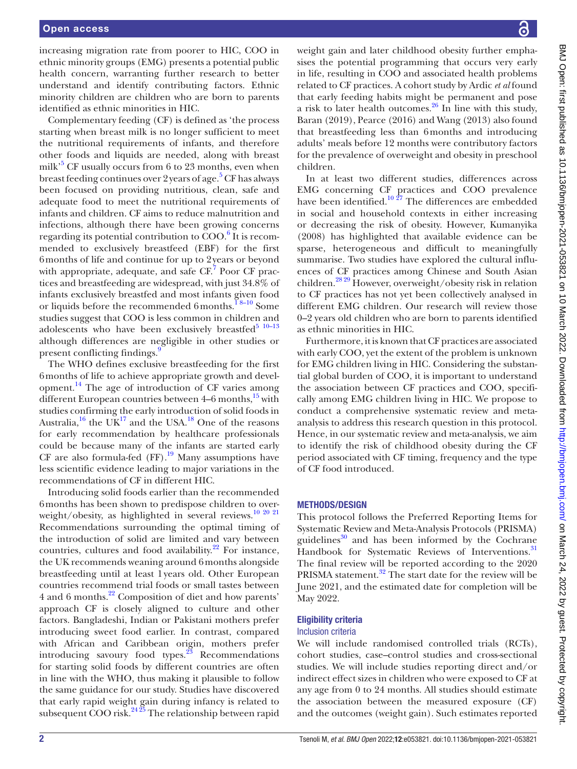increasing migration rate from poorer to HIC, COO in ethnic minority groups (EMG) presents a potential public health concern, warranting further research to better understand and identify contributing factors. Ethnic minority children are children who are born to parents identified as ethnic minorities in HIC.

Complementary feeding (CF) is defined as 'the process starting when breast milk is no longer sufficient to meet the nutritional requirements of infants, and therefore other foods and liquids are needed, along with breast milk'[5] CF usually occurs from 6 to 23 months, even when breast feeding continues over 2 years of age.[5] CF has always been focused on providing nutritious, clean, safe and adequate food to meet the nutritional requirements of infants and children. CF aims to reduce malnutrition and infections, although there have been growing concerns regarding its potential contribution to COO.[6] It is recommended to exclusively breastfeed (EBF) for the first 6 months of life and continue for up to 2 years or beyond with appropriate, adequate, and safe CF.[7] Poor CF practices and breastfeeding are widespread, with just 34.8% of infants exclusively breastfed and most infants given food or liquids before the recommended 6 months.[1 8–10] Some studies suggest that COO is less common in children and adolescents who have been exclusively breastfed[5 10–13] although differences are negligible in other studies or present conflicting findings.[9]

The WHO defines exclusive breastfeeding for the first 6 months of life to achieve appropriate growth and development.[14] The age of introduction of CF varies among different European countries between 4–6 months,[15] with studies confirming the early introduction of solid foods in Australia,[16] the UK[17] and the USA.[18] One of the reasons for early recommendation by healthcare professionals could be because many of the infants are started early CF are also formula-fed (FF).[19] Many assumptions have less scientific evidence leading to major variations in the recommendations of CF in different HIC.

Introducing solid foods earlier than the recommended 6 months has been shown to predispose children to overweight/obesity, as highlighted in several reviews.[10 20 21] Recommendations surrounding the optimal timing of the introduction of solid are limited and vary between countries, cultures and food availability.[22] For instance, the UK recommends weaning around 6 months alongside breastfeeding until at least 1 years old. Other European countries recommend trial foods or small tastes between 4 and 6 months.[22] Composition of diet and how parents' approach CF is closely aligned to culture and other factors. Bangladeshi, Indian or Pakistani mothers prefer introducing sweet food earlier. In contrast, compared with African and Caribbean origin, mothers prefer introducing savoury food types.[23] Recommendations for starting solid foods by different countries are often in line with the WHO, thus making it plausible to follow the same guidance for our study. Studies have discovered that early rapid weight gain during infancy is related to subsequent COO risk.[24 25] The relationship between rapid weight gain and later childhood obesity further emphasises the potential programming that occurs very early in life, resulting in COO and associated health problems related to CF practices. A cohort study by Ardic *et al* found that early feeding habits might be permanent and pose a risk to later health outcomes.[26] In line with this study, Baran (2019), Pearce (2016) and Wang (2013) also found that breastfeeding less than 6 months and introducing adults' meals before 12 months were contributory factors for the prevalence of overweight and obesity in preschool children.

In at least two different studies, differences across EMG concerning CF practices and COO prevalence have been identified.[10 27] The differences are embedded in social and household contexts in either increasing or decreasing the risk of obesity. However, Kumanyika (2008) has highlighted that available evidence can be sparse, heterogeneous and difficult to meaningfully summarise. Two studies have explored the cultural influences of CF practices among Chinese and South Asian children.[28 29] However, overweight/obesity risk in relation to CF practices has not yet been collectively analysed in different EMG children. Our research will review those 0–2 years old children who are born to parents identified as ethnic minorities in HIC.

Furthermore, it is known that CF practices are associated with early COO, yet the extent of the problem is unknown for EMG children living in HIC. Considering the substantial global burden of COO, it is important to understand the association between CF practices and COO, specifically among EMG children living in HIC. We propose to conduct a comprehensive systematic review and meta-analysis to address this research question in this protocol. Hence, in our systematic review and meta-analysis, we aim to identify the risk of childhood obesity during the CF period associated with CF timing, frequency and the type of CF food introduced.

## METHODS/DESIGN

This protocol follows the Preferred Reporting Items for Systematic Review and Meta-Analysis Protocols (PRISMA) guidelines[30] and has been informed by the Cochrane Handbook for Systematic Reviews of Interventions.[31] The final review will be reported according to the 2020 PRISMA statement.[32] The start date for the review will be June 2021, and the estimated date for completion will be May 2022.

### Eligibility criteria

#### Inclusion criteria

We will include randomised controlled trials (RCTs), cohort studies, case–control studies and cross-sectional studies. We will include studies reporting direct and/or indirect effect sizes in children who were exposed to CF at any age from 0 to 24 months. All studies should estimate the association between the measured exposure (CF) and the outcomes (weight gain). Such estimates reported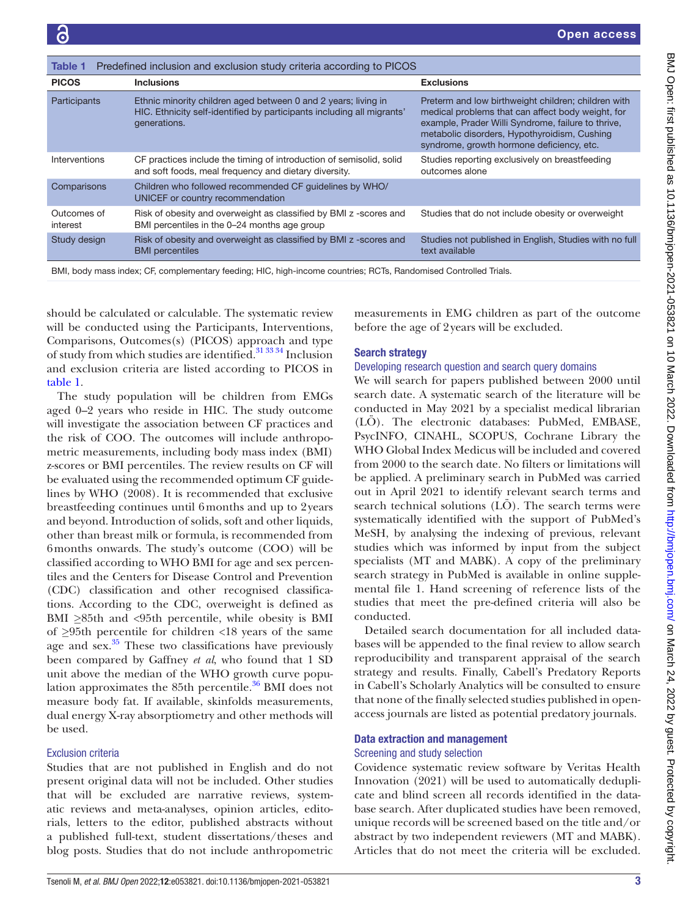Table 1 Predefined inclusion and exclusion study criteria according to PICOS

| PICOS | Inclusions | Exclusions |
|---|---|---|
| Participants | Ethnic minority children aged between 0 and 2 years; living in HIC. Ethnicity self-identified by participants including all migrants' generations. | Preterm and low birthweight children; children with medical problems that can affect body weight, for example, Prader Willi Syndrome, failure to thrive, metabolic disorders, Hypothyroidism, Cushing syndrome, growth hormone deficiency, etc. |
| Interventions | CF practices include the timing of introduction of semisolid, solid and soft foods, meal frequency and dietary diversity. | Studies reporting exclusively on breastfeeding outcomes alone |
| Comparisons | Children who followed recommended CF guidelines by WHO/ UNICEF or country recommendation | |
| Outcomes of interest | Risk of obesity and overweight as classified by BMI z -scores and BMI percentiles in the 0–24 months age group | Studies that do not include obesity or overweight |
| Study design | Risk of obesity and overweight as classified by BMI z -scores and BMI percentiles | Studies not published in English, Studies with no full text available |

BMI, body mass index; CF, complementary feeding; HIC, high-income countries; RCTs, Randomised Controlled Trials.

should be calculated or calculable. The systematic review will be conducted using the Participants, Interventions, Comparisons, Outcomes(s) (PICOS) approach and type of study from which studies are identified.[31 33 34] Inclusion and exclusion criteria are listed according to PICOS in table 1.

The study population will be children from EMGs aged 0–2 years who reside in HIC. The study outcome will investigate the association between CF practices and the risk of COO. The outcomes will include anthropometric measurements, including body mass index (BMI) z-scores or BMI percentiles. The review results on CF will be evaluated using the recommended optimum CF guidelines by WHO (2008). It is recommended that exclusive breastfeeding continues until 6 months and up to 2 years and beyond. Introduction of solids, soft and other liquids, other than breast milk or formula, is recommended from 6 months onwards. The study's outcome (COO) will be classified according to WHO BMI for age and sex percentiles and the Centers for Disease Control and Prevention (CDC) classification and other recognised classifications. According to the CDC, overweight is defined as BMI ≥85th and <95th percentile, while obesity is BMI of ≥95th percentile for children <18 years of the same age and sex.[35] These two classifications have previously been compared by Gaffney *et al*, who found that 1 SD unit above the median of the WHO growth curve population approximates the 85th percentile.[36] BMI does not measure body fat. If available, skinfolds measurements, dual energy X-ray absorptiometry and other methods will be used.

### Exclusion criteria

Studies that are not published in English and do not present original data will not be included. Other studies that will be excluded are narrative reviews, systematic reviews and meta-analyses, opinion articles, editorials, letters to the editor, published abstracts without a published full-text, student dissertations/theses and blog posts. Studies that do not include anthropometric measurements in EMG children as part of the outcome before the age of 2 years will be excluded.

## Search strategy

### Developing research question and search query domains

We will search for papers published between 2000 until search date. A systematic search of the literature will be conducted in May 2021 by a specialist medical librarian (LÖ). The electronic databases: PubMed, EMBASE, PsycINFO, CINAHL, SCOPUS, Cochrane Library the WHO Global Index Medicus will be included and covered from 2000 to the search date. No filters or limitations will be applied. A preliminary search in PubMed was carried out in April 2021 to identify relevant search terms and search technical solutions (LÖ). The search terms were systematically identified with the support of PubMed's MeSH, by analysing the indexing of previous, relevant studies which was informed by input from the subject specialists (MT and MABK). A copy of the preliminary search strategy in PubMed is available in online supplemental file 1. Hand screening of reference lists of the studies that meet the pre-defined criteria will also be conducted.

Detailed search documentation for all included databases will be appended to the final review to allow search reproducibility and transparent appraisal of the search strategy and results. Finally, Cabell's Predatory Reports in Cabell's Scholarly Analytics will be consulted to ensure that none of the finally selected studies published in open-access journals are listed as potential predatory journals.

## Data extraction and management

### Screening and study selection

Covidence systematic review software by Veritas Health Innovation (2021) will be used to automatically deduplicate and blind screen all records identified in the database search. After duplicated studies have been removed, unique records will be screened based on the title and/or abstract by two independent reviewers (MT and MABK). Articles that do not meet the criteria will be excluded.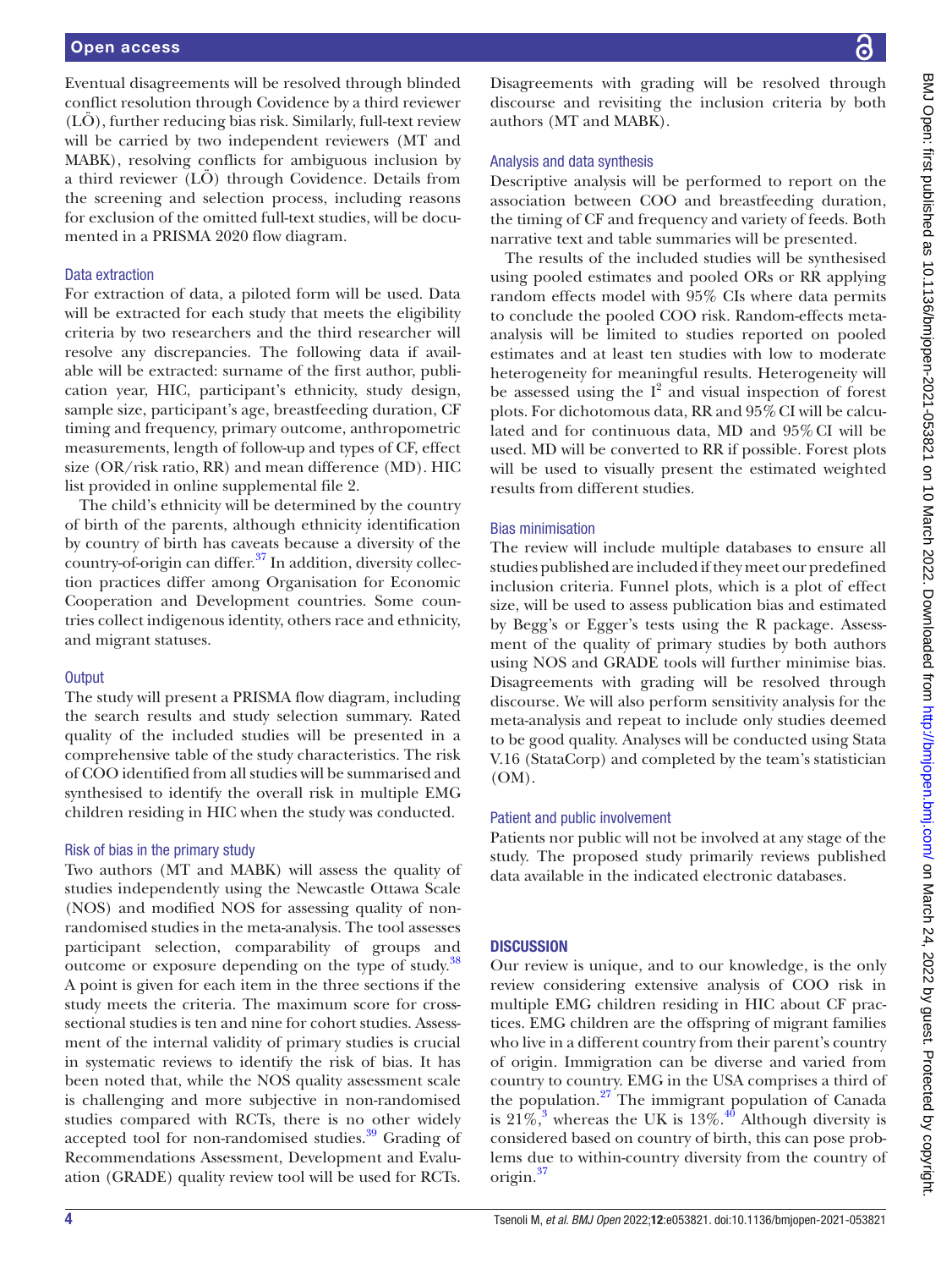Eventual disagreements will be resolved through blinded conflict resolution through Covidence by a third reviewer (LÖ), further reducing bias risk. Similarly, full-text review will be carried by two independent reviewers (MT and MABK), resolving conflicts for ambiguous inclusion by a third reviewer (LÖ) through Covidence. Details from the screening and selection process, including reasons for exclusion of the omitted full-text studies, will be documented in a PRISMA 2020 flow diagram.

### Data extraction

For extraction of data, a piloted form will be used. Data will be extracted for each study that meets the eligibility criteria by two researchers and the third researcher will resolve any discrepancies. The following data if available will be extracted: surname of the first author, publication year, HIC, participant's ethnicity, study design, sample size, participant's age, breastfeeding duration, CF timing and frequency, primary outcome, anthropometric measurements, length of follow-up and types of CF, effect size (OR/risk ratio, RR) and mean difference (MD). HIC list provided in online supplemental file 2.

The child's ethnicity will be determined by the country of birth of the parents, although ethnicity identification by country of birth has caveats because a diversity of the country-of-origin can differ.[37] In addition, diversity collection practices differ among Organisation for Economic Cooperation and Development countries. Some countries collect indigenous identity, others race and ethnicity, and migrant statuses.

### Output

The study will present a PRISMA flow diagram, including the search results and study selection summary. Rated quality of the included studies will be presented in a comprehensive table of the study characteristics. The risk of COO identified from all studies will be summarised and synthesised to identify the overall risk in multiple EMG children residing in HIC when the study was conducted.

### Risk of bias in the primary study

Two authors (MT and MABK) will assess the quality of studies independently using the Newcastle Ottawa Scale (NOS) and modified NOS for assessing quality of non-randomised studies in the meta-analysis. The tool assesses participant selection, comparability of groups and outcome or exposure depending on the type of study.[38] A point is given for each item in the three sections if the study meets the criteria. The maximum score for cross-sectional studies is ten and nine for cohort studies. Assessment of the internal validity of primary studies is crucial in systematic reviews to identify the risk of bias. It has been noted that, while the NOS quality assessment scale is challenging and more subjective in non-randomised studies compared with RCTs, there is no other widely accepted tool for non-randomised studies.[39] Grading of Recommendations Assessment, Development and Evaluation (GRADE) quality review tool will be used for RCTs. Disagreements with grading will be resolved through discourse and revisiting the inclusion criteria by both authors (MT and MABK).

### Analysis and data synthesis

Descriptive analysis will be performed to report on the association between COO and breastfeeding duration, the timing of CF and frequency and variety of feeds. Both narrative text and table summaries will be presented.

The results of the included studies will be synthesised using pooled estimates and pooled ORs or RR applying random effects model with 95% CIs where data permits to conclude the pooled COO risk. Random-effects meta-analysis will be limited to studies reported on pooled estimates and at least ten studies with low to moderate heterogeneity for meaningful results. Heterogeneity will be assessed using the $I^2$ and visual inspection of forest plots. For dichotomous data, RR and 95% CI will be calculated and for continuous data, MD and 95% CI will be used. MD will be converted to RR if possible. Forest plots will be used to visually present the estimated weighted results from different studies.

### Bias minimisation

The review will include multiple databases to ensure all studies published are included if they meet our predefined inclusion criteria. Funnel plots, which is a plot of effect size, will be used to assess publication bias and estimated by Begg's or Egger's tests using the R package. Assessment of the quality of primary studies by both authors using NOS and GRADE tools will further minimise bias. Disagreements with grading will be resolved through discourse. We will also perform sensitivity analysis for the meta-analysis and repeat to include only studies deemed to be good quality. Analyses will be conducted using Stata V.16 (StataCorp) and completed by the team's statistician (OM).

### Patient and public involvement

Patients nor public will not be involved at any stage of the study. The proposed study primarily reviews published data available in the indicated electronic databases.

## DISCUSSION

Our review is unique, and to our knowledge, is the only review considering extensive analysis of COO risk in multiple EMG children residing in HIC about CF practices. EMG children are the offspring of migrant families who live in a different country from their parent's country of origin. Immigration can be diverse and varied from country to country. EMG in the USA comprises a third of the population.[27] The immigrant population of Canada is 21%,[3] whereas the UK is 13%.[40] Although diversity is considered based on country of birth, this can pose problems due to within-country diversity from the country of origin.[37]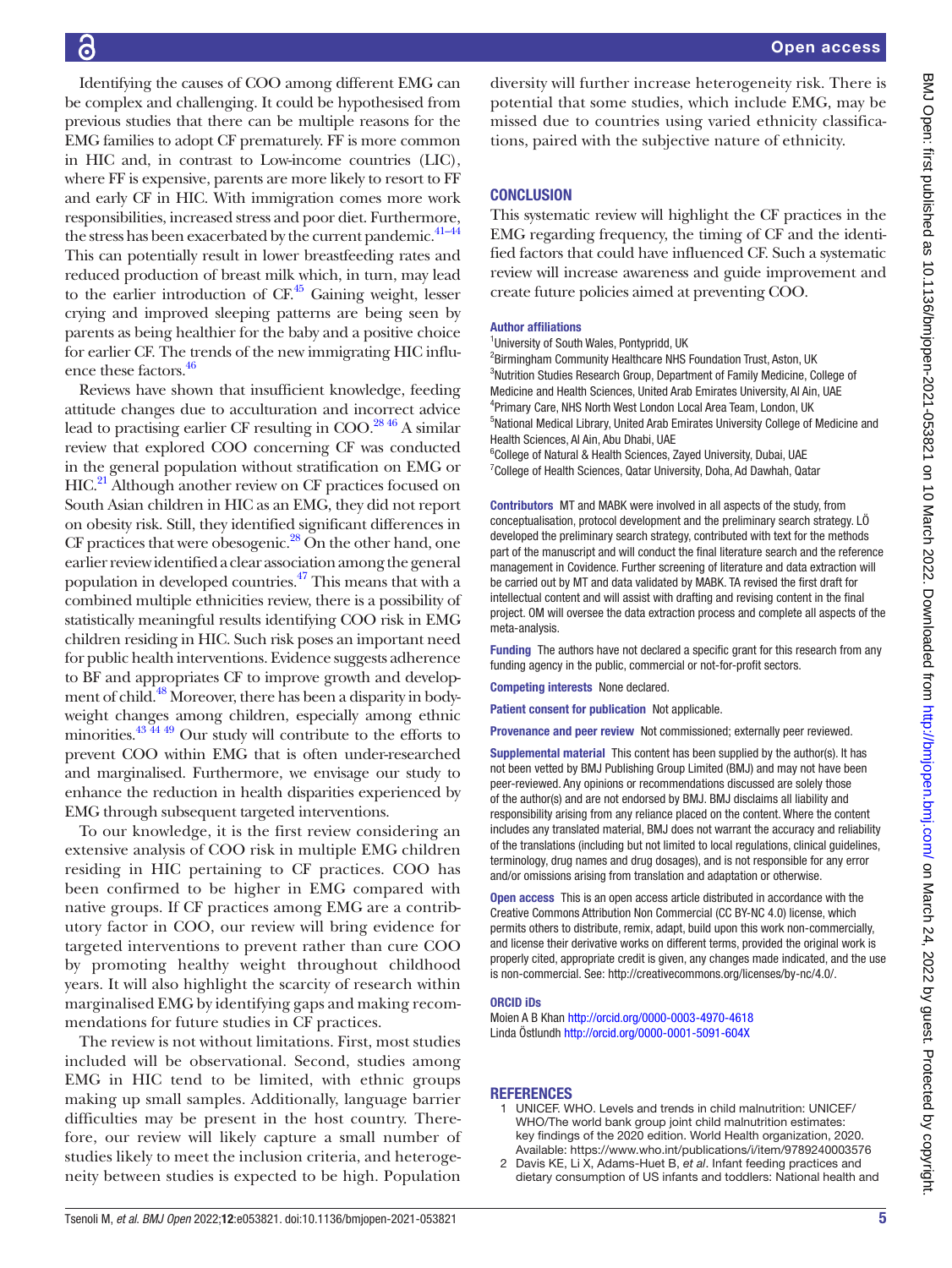Identifying the causes of COO among different EMG can be complex and challenging. It could be hypothesised from previous studies that there can be multiple reasons for the EMG families to adopt CF prematurely. FF is more common in HIC and, in contrast to Low-income countries (LIC), where FF is expensive, parents are more likely to resort to FF and early CF in HIC. With immigration comes more work responsibilities, increased stress and poor diet. Furthermore, the stress has been exacerbated by the current pandemic.[41–44] This can potentially result in lower breastfeeding rates and reduced production of breast milk which, in turn, may lead to the earlier introduction of CF.[45] Gaining weight, lesser crying and improved sleeping patterns are being seen by parents as being healthier for the baby and a positive choice for earlier CF. The trends of the new immigrating HIC influence these factors.[46]

Reviews have shown that insufficient knowledge, feeding attitude changes due to acculturation and incorrect advice lead to practising earlier CF resulting in COO.[28 46] A similar review that explored COO concerning CF was conducted in the general population without stratification on EMG or HIC.[21] Although another review on CF practices focused on South Asian children in HIC as an EMG, they did not report on obesity risk. Still, they identified significant differences in CF practices that were obesogenic.[28] On the other hand, one earlier review identified a clear association among the general population in developed countries.[47] This means that with a combined multiple ethnicities review, there is a possibility of statistically meaningful results identifying COO risk in EMG children residing in HIC. Such risk poses an important need for public health interventions. Evidence suggests adherence to BF and appropriates CF to improve growth and development of child.[48] Moreover, there has been a disparity in bodyweight changes among children, especially among ethnic minorities.[43 44 49] Our study will contribute to the efforts to prevent COO within EMG that is often under-researched and marginalised. Furthermore, we envisage our study to enhance the reduction in health disparities experienced by EMG through subsequent targeted interventions.

To our knowledge, it is the first review considering an extensive analysis of COO risk in multiple EMG children residing in HIC pertaining to CF practices. COO has been confirmed to be higher in EMG compared with native groups. If CF practices among EMG are a contributory factor in COO, our review will bring evidence for targeted interventions to prevent rather than cure COO by promoting healthy weight throughout childhood years. It will also highlight the scarcity of research within marginalised EMG by identifying gaps and making recommendations for future studies in CF practices.

The review is not without limitations. First, most studies included will be observational. Second, studies among EMG in HIC tend to be limited, with ethnic groups making up small samples. Additionally, language barrier difficulties may be present in the host country. Therefore, our review will likely capture a small number of studies likely to meet the inclusion criteria, and heterogeneity between studies is expected to be high. Population diversity will further increase heterogeneity risk. There is potential that some studies, which include EMG, may be missed due to countries using varied ethnicity classifications, paired with the subjective nature of ethnicity.

## CONCLUSION

This systematic review will highlight the CF practices in the EMG regarding frequency, the timing of CF and the identified factors that could have influenced CF. Such a systematic review will increase awareness and guide improvement and create future policies aimed at preventing COO.

**Author affiliations**

[1]University of South Wales, Pontypridd, UK
[2]Birmingham Community Healthcare NHS Foundation Trust, Aston, UK
[3]Nutrition Studies Research Group, Department of Family Medicine, College of Medicine and Health Sciences, United Arab Emirates University, Al Ain, UAE
[4]Primary Care, NHS North West London Local Area Team, London, UK
[5]National Medical Library, United Arab Emirates University College of Medicine and Health Sciences, Al Ain, Abu Dhabi, UAE
[6]College of Natural & Health Sciences, Zayed University, Dubai, UAE
[7]College of Health Sciences, Qatar University, Doha, Ad Dawhah, Qatar

**Contributors** MT and MABK were involved in all aspects of the study, from conceptualisation, protocol development and the preliminary search strategy. LÖ developed the preliminary search strategy, contributed with text for the methods part of the manuscript and will conduct the final literature search and the reference management in Covidence. Further screening of literature and data extraction will be carried out by MT and data validated by MABK. TA revised the first draft for intellectual content and will assist with drafting and revising content in the final project. OM will oversee the data extraction process and complete all aspects of the meta-analysis.

**Funding** The authors have not declared a specific grant for this research from any funding agency in the public, commercial or not-for-profit sectors.

**Competing interests** None declared.

**Patient consent for publication** Not applicable.

**Provenance and peer review** Not commissioned; externally peer reviewed.

**Supplemental material** This content has been supplied by the author(s). It has not been vetted by BMJ Publishing Group Limited (BMJ) and may not have been peer-reviewed. Any opinions or recommendations discussed are solely those of the author(s) and are not endorsed by BMJ. BMJ disclaims all liability and responsibility arising from any reliance placed on the content. Where the content includes any translated material, BMJ does not warrant the accuracy and reliability of the translations (including but not limited to local regulations, clinical guidelines, terminology, drug names and drug dosages), and is not responsible for any error and/or omissions arising from translation and adaptation or otherwise.

**Open access** This is an open access article distributed in accordance with the Creative Commons Attribution Non Commercial (CC BY-NC 4.0) license, which permits others to distribute, remix, adapt, build upon this work non-commercially, and license their derivative works on different terms, provided the original work is properly cited, appropriate credit is given, any changes made indicated, and the use is non-commercial. See: http://creativecommons.org/licenses/by-nc/4.0/.

**ORCID iDs**

Moien A B Khan http://orcid.org/0000-0003-4970-4618
Linda Östlundh http://orcid.org/0000-0001-5091-604X

## REFERENCES

1. UNICEF. WHO. Levels and trends in child malnutrition: UNICEF/WHO/The world bank group joint child malnutrition estimates: key findings of the 2020 edition. World Health organization, 2020. Available: https://www.who.int/publications/i/item/9789240003576
2. Davis KE, Li X, Adams-Huet B, *et al*. Infant feeding practices and dietary consumption of US infants and toddlers: National health and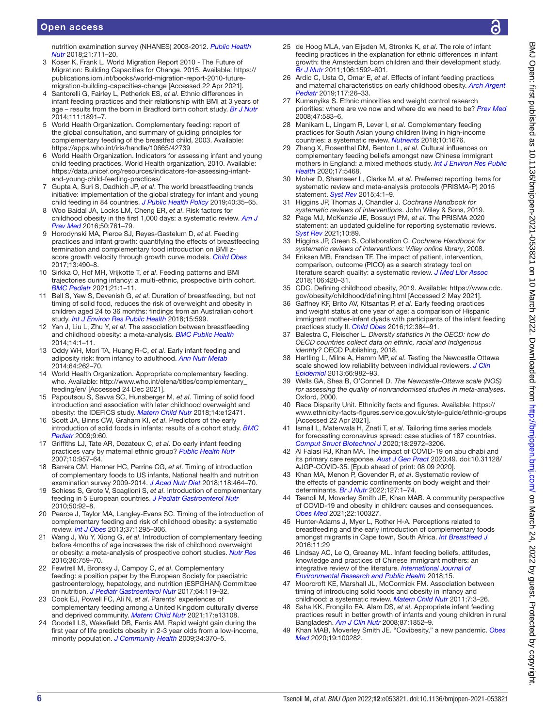nutrition examination survey (NHANES) 2003-2012. *Public Health Nutr* 2018;21:711–20.

3 Koser K, Frank L. World Migration Report 2010 - The Future of Migration: Building Capacities for Change. 2015. Available: https://publications.iom.int/books/world-migration-report-2010-future-migration-building-capacities-change [Accessed 22 Apr 2021].
4 Santorelli G, Fairley L, Petherick ES, *et al*. Ethnic differences in infant feeding practices and their relationship with BMI at 3 years of age – results from the born in Bradford birth cohort study. *Br J Nutr* 2014;111:1891–7.
5 World Health Organization. Complementary feeding: report of the global consultation, and summary of guiding principles for complementary feeding of the breastfed child, 2003. Available: https://apps.who.int/iris/handle/10665/42739
6 World Health Organization. Indicators for assessing infant and young child feeding practices. World Health organization, 2010. Available: https://data.unicef.org/resources/indicators-for-assessing-infant-and-young-child-feeding-practices/
7 Gupta A, Suri S, Dadhich JP, *et al*. The world breastfeeding trends initiative: implementation of the global strategy for infant and young child feeding in 84 countries. *J Public Health Policy* 2019;40:35–65.
8 Woo Baidal JA, Locks LM, Cheng ER, *et al*. Risk factors for childhood obesity in the first 1,000 days: a systematic review. *Am J Prev Med* 2016;50:761–79.
9 Horodynski MA, Pierce SJ, Reyes-Gastelum D, *et al*. Feeding practices and infant growth: quantifying the effects of breastfeeding termination and complementary food introduction on BMI z-score growth velocity through growth curve models. *Child Obes* 2017;13:490–8.
10 Sirkka O, Hof MH, Vrijkotte T, *et al*. Feeding patterns and BMI trajectories during infancy: a multi-ethnic, prospective birth cohort. *BMC Pediatr* 2021;21:1–11.
11 Bell S, Yew S, Devenish G, *et al*. Duration of breastfeeding, but not timing of solid food, reduces the risk of overweight and obesity in children aged 24 to 36 months: findings from an Australian cohort study. *Int J Environ Res Public Health* 2018;15:599.
12 Yan J, Liu L, Zhu Y, *et al*. The association between breastfeeding and childhood obesity: a meta-analysis. *BMC Public Health* 2014;14:1–11.
13 Oddy WH, Mori TA, Huang R-C, *et al*. Early infant feeding and adiposity risk: from infancy to adulthood. *Ann Nutr Metab* 2014;64:262–70.
14 World Health Organization. Appropriate complementary feeding. who. Available: http://www.who.int/elena/titles/complementary_feeding/en/ [Accessed 24 Dec 2021].
15 Papoutsou S, Savva SC, Hunsberger M, *et al*. Timing of solid food introduction and association with later childhood overweight and obesity: the IDEFICS study. *Matern Child Nutr* 2018;14:e12471.
16 Scott JA, Binns CW, Graham KI, *et al*. Predictors of the early introduction of solid foods in infants: results of a cohort study. *BMC Pediatr* 2009;9:60.
17 Griffiths LJ, Tate AR, Dezateux C, *et al*. Do early infant feeding practices vary by maternal ethnic group? *Public Health Nutr* 2007;10:957–64.
18 Barrera CM, Hamner HC, Perrine CG, *et al*. Timing of introduction of complementary foods to US infants, National health and nutrition examination survey 2009-2014. *J Acad Nutr Diet* 2018;118:464–70.
19 Schiess S, Grote V, Scaglioni S, *et al*. Introduction of complementary feeding in 5 European countries. *J Pediatr Gastroenterol Nutr* 2010;50:92–8.
20 Pearce J, Taylor MA, Langley-Evans SC. Timing of the introduction of complementary feeding and risk of childhood obesity: a systematic review. *Int J Obes* 2013;37:1295–306.
21 Wang J, Wu Y, Xiong G, *et al*. Introduction of complementary feeding before 4months of age increases the risk of childhood overweight or obesity: a meta-analysis of prospective cohort studies. *Nutr Res* 2016;36:759–70.
22 Fewtrell M, Bronsky J, Campoy C, *et al*. Complementary feeding: a position paper by the European Society for paediatric gastroenterology, hepatology, and nutrition (ESPGHAN) Committee on nutrition. *J Pediatr Gastroenterol Nutr* 2017;64:119–32.
23 Cook EJ, Powell FC, Ali N, *et al*. Parents' experiences of complementary feeding among a United Kingdom culturally diverse and deprived community. *Matern Child Nutr* 2021;17:e13108.
24 Goodell LS, Wakefield DB, Ferris AM. Rapid weight gain during the first year of life predicts obesity in 2-3 year olds from a low-income, minority population. *J Community Health* 2009;34:370–5.
25 de Hoog MLA, van Eijsden M, Stronks K, *et al*. The role of infant feeding practices in the explanation for ethnic differences in infant growth: the Amsterdam born children and their development study. *Br J Nutr* 2011;106:1592–601.
26 Ardic C, Usta O, Omar E, *et al*. Effects of infant feeding practices and maternal characteristics on early childhood obesity. *Arch Argent Pediatr* 2019;117:26–33.
27 Kumanyika S. Ethnic minorities and weight control research priorities: where are we now and where do we need to be? *Prev Med* 2008;47:583–6.
28 Manikam L, Lingam R, Lever I, *et al*. Complementary feeding practices for South Asian young children living in high-income countries: a systematic review. *Nutrients* 2018;10:1676.
29 Zhang X, Rosenthal DM, Benton L, *et al*. Cultural influences on complementary feeding beliefs amongst new Chinese immigrant mothers in England: a mixed methods study. *Int J Environ Res Public Health* 2020;17:5468.
30 Moher D, Shamseer L, Clarke M, *et al*. Preferred reporting items for systematic review and meta-analysis protocols (PRISMA-P) 2015 statement. *Syst Rev* 2015;4:1–9.
31 Higgins JP, Thomas J, Chandler J. *Cochrane Handbook for systematic reviews of interventions*. John Wiley & Sons, 2019.
32 Page MJ, McKenzie JE, Bossuyt PM, *et al*. The PRISMA 2020 statement: an updated guideline for reporting systematic reviews. *Syst Rev* 2021;10:89.
33 Higgins JP, Green S, Collaboration C. *Cochrane Handbook for systematic reviews of interventions: Wiley online library*, 2008.
34 Eriksen MB, Frandsen TF. The impact of patient, intervention, comparison, outcome (PICO) as a search strategy tool on literature search quality: a systematic review. *J Med Libr Assoc* 2018;106:420–31.
35 CDC. Defining childhood obesity, 2019. Available: https://www.cdc.gov/obesity/childhood/defining.html [Accessed 2 May 2021].
36 Gaffney KF, Brito AV, Kitsantas P, *et al*. Early feeding practices and weight status at one year of age: a comparison of Hispanic immigrant mother-infant dyads with participants of the infant feeding practices study II. *Child Obes* 2016;12:384–91.
37 Balestra C, Fleischer L. *Diversity statistics in the OECD: how do OECD countries collect data on ethnic, racial and Indigenous identity?* OECD Publishing, 2018.
38 Hartling L, Milne A, Hamm MP, *et al*. Testing the Newcastle Ottawa scale showed low reliability between individual reviewers. *J Clin Epidemiol* 2013;66:982–93.
39 Wells GA, Shea B, O'Connell D. *The Newcastle-Ottawa scale (NOS) for assessing the quality of nonrandomised studies in meta-analyses*. Oxford, 2000.
40 Race Disparity Unit. Ethnicity facts and figures. Available: https://www.ethnicity-facts-figures.service.gov.uk/style-guide/ethnic-groups [Accessed 22 Apr 2021].
41 Ismail L, Materwala H, Znati T, *et al*. Tailoring time series models for forecasting coronavirus spread: case studies of 187 countries. *Comput Struct Biotechnol J* 2020;18:2972–3206.
42 Al Falasi RJ, Khan MA. The impact of COVID-19 on abu dhabi and its primary care response. *Aust J Gen Pract* 2020;49. doi:10.31128/AJGP-COVID-35. [Epub ahead of print: 08 09 2020].
43 Khan MA, Menon P, Govender R, *et al*. Systematic review of the effects of pandemic confinements on body weight and their determinants. *Br J Nutr* 2022;127:1–74.
44 Tsenoli M, Moverley Smith JE, Khan MAB. A community perspective of COVID-19 and obesity in children: causes and consequences. *Obes Med* 2021;22:100327.
45 Hunter-Adams J, Myer L, Rother H-A. Perceptions related to breastfeeding and the early introduction of complementary foods amongst migrants in Cape town, South Africa. *Int Breastfeed J* 2016;11:29
46 Lindsay AC, Le Q, Greaney ML. Infant feeding beliefs, attitudes, knowledge and practices of Chinese immigrant mothers: an integrative review of the literature. *International Journal of Environmental Research and Public Health* 2018;15.
47 Moorcroft KE, Marshall JL, McCormick FM. Association between timing of introducing solid foods and obesity in infancy and childhood: a systematic review. *Matern Child Nutr* 2011;7:3–26.
48 Saha KK, Frongillo EA, Alam DS, *et al*. Appropriate infant feeding practices result in better growth of infants and young children in rural Bangladesh. *Am J Clin Nutr* 2008;87:1852–9.
49 Khan MAB, Moverley Smith JE. "Covibesity," a new pandemic. *Obes Med* 2020;19:100282.